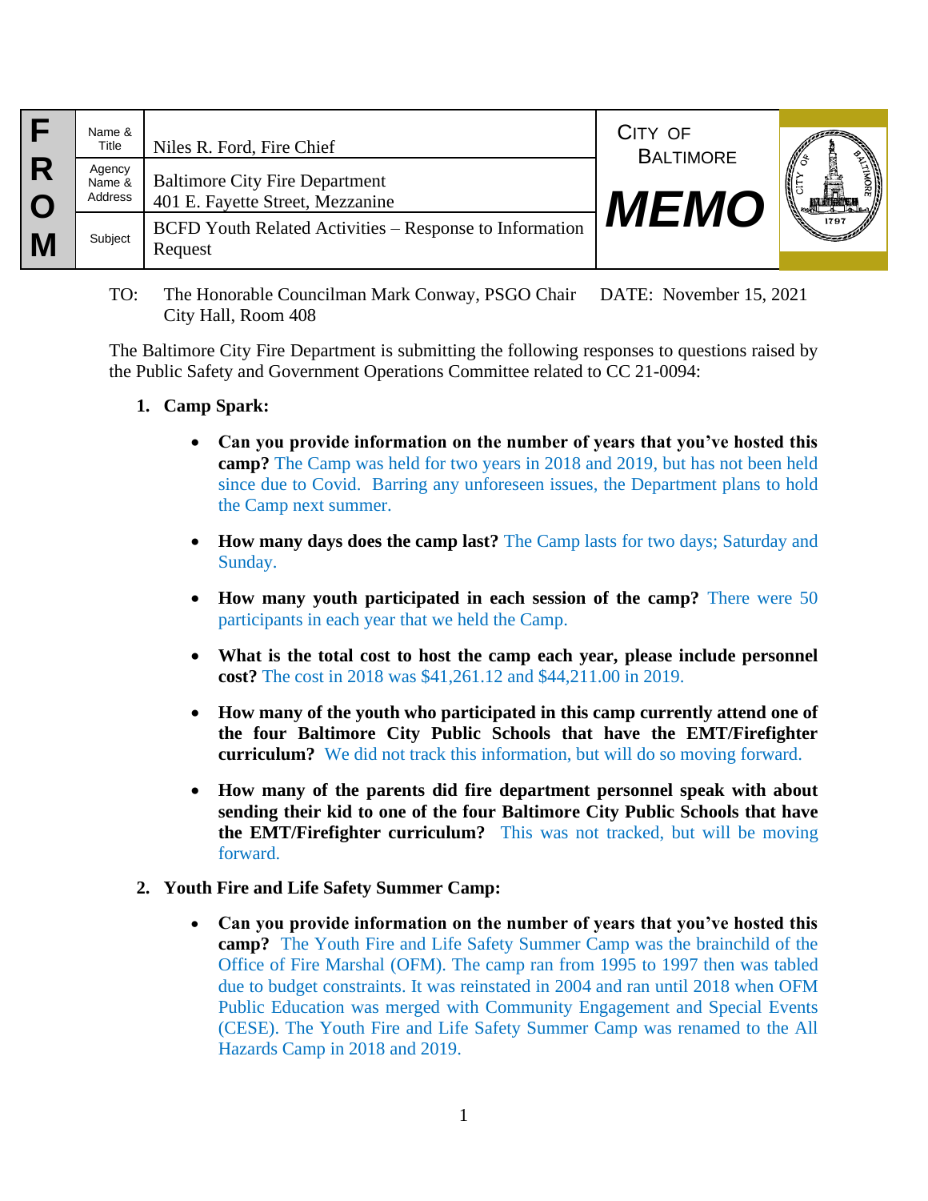| FROM | | |
|---|---|---|
| | Name & Title | Niles R. Ford, Fire Chief |
| | Agency Name & Address | Baltimore City Fire Department<br>401 E. Fayette Street, Mezzanine |
| | Subject | BCFD Youth Related Activities – Response to Information Request |

CITY OF BALTIMORE

# MEMO

TO: The Honorable Councilman Mark Conway, PSGO Chair
City Hall, Room 408

DATE: November 15, 2021

The Baltimore City Fire Department is submitting the following responses to questions raised by the Public Safety and Government Operations Committee related to CC 21-0094:

1. **Camp Spark:**

    - **Can you provide information on the number of years that you've hosted this camp?** The Camp was held for two years in 2018 and 2019, but has not been held since due to Covid. Barring any unforeseen issues, the Department plans to hold the Camp next summer.

    - **How many days does the camp last?** The Camp lasts for two days; Saturday and Sunday.

    - **How many youth participated in each session of the camp?** There were 50 participants in each year that we held the Camp.

    - **What is the total cost to host the camp each year, please include personnel cost?** The cost in 2018 was $41,261.12 and $44,211.00 in 2019.

    - **How many of the youth who participated in this camp currently attend one of the four Baltimore City Public Schools that have the EMT/Firefighter curriculum?** We did not track this information, but will do so moving forward.

    - **How many of the parents did fire department personnel speak with about sending their kid to one of the four Baltimore City Public Schools that have the EMT/Firefighter curriculum?** This was not tracked, but will be moving forward.

2. **Youth Fire and Life Safety Summer Camp:**

    - **Can you provide information on the number of years that you've hosted this camp?** The Youth Fire and Life Safety Summer Camp was the brainchild of the Office of Fire Marshal (OFM). The camp ran from 1995 to 1997 then was tabled due to budget constraints. It was reinstated in 2004 and ran until 2018 when OFM Public Education was merged with Community Engagement and Special Events (CESE). The Youth Fire and Life Safety Summer Camp was renamed to the All Hazards Camp in 2018 and 2019.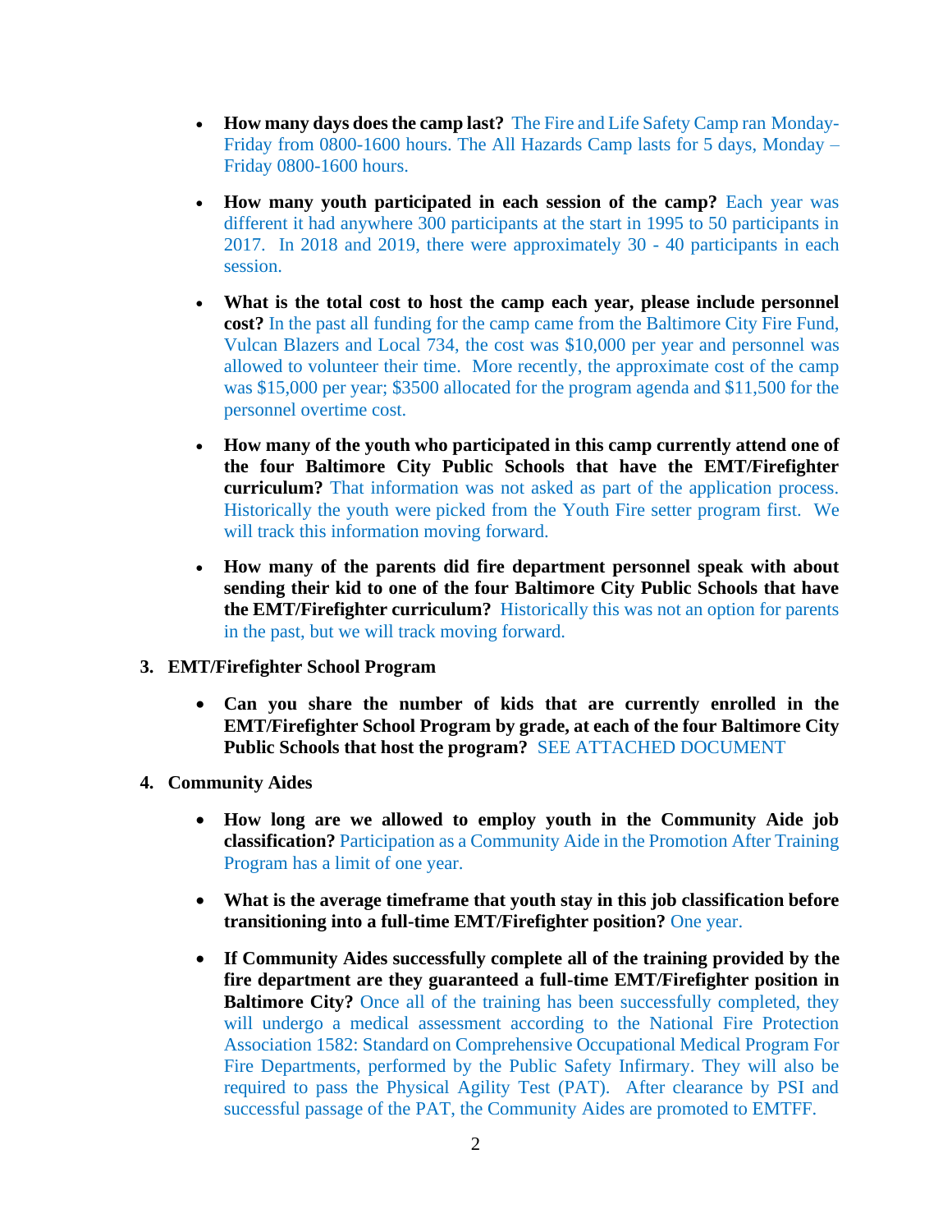- **How many days does the camp last?** The Fire and Life Safety Camp ran Monday-Friday from 0800-1600 hours. The All Hazards Camp lasts for 5 days, Monday – Friday 0800-1600 hours.

- **How many youth participated in each session of the camp?** Each year was different it had anywhere 300 participants at the start in 1995 to 50 participants in 2017. In 2018 and 2019, there were approximately 30 - 40 participants in each session.

- **What is the total cost to host the camp each year, please include personnel cost?** In the past all funding for the camp came from the Baltimore City Fire Fund, Vulcan Blazers and Local 734, the cost was $10,000 per year and personnel was allowed to volunteer their time. More recently, the approximate cost of the camp was $15,000 per year; $3500 allocated for the program agenda and $11,500 for the personnel overtime cost.

- **How many of the youth who participated in this camp currently attend one of the four Baltimore City Public Schools that have the EMT/Firefighter curriculum?** That information was not asked as part of the application process. Historically the youth were picked from the Youth Fire setter program first. We will track this information moving forward.

- **How many of the parents did fire department personnel speak with about sending their kid to one of the four Baltimore City Public Schools that have the EMT/Firefighter curriculum?** Historically this was not an option for parents in the past, but we will track moving forward.

3. **EMT/Firefighter School Program**

   - **Can you share the number of kids that are currently enrolled in the EMT/Firefighter School Program by grade, at each of the four Baltimore City Public Schools that host the program?** SEE ATTACHED DOCUMENT

4. **Community Aides**

   - **How long are we allowed to employ youth in the Community Aide job classification?** Participation as a Community Aide in the Promotion After Training Program has a limit of one year.

   - **What is the average timeframe that youth stay in this job classification before transitioning into a full-time EMT/Firefighter position?** One year.

   - **If Community Aides successfully complete all of the training provided by the fire department are they guaranteed a full-time EMT/Firefighter position in Baltimore City?** Once all of the training has been successfully completed, they will undergo a medical assessment according to the National Fire Protection Association 1582: Standard on Comprehensive Occupational Medical Program For Fire Departments, performed by the Public Safety Infirmary. They will also be required to pass the Physical Agility Test (PAT). After clearance by PSI and successful passage of the PAT, the Community Aides are promoted to EMTFF.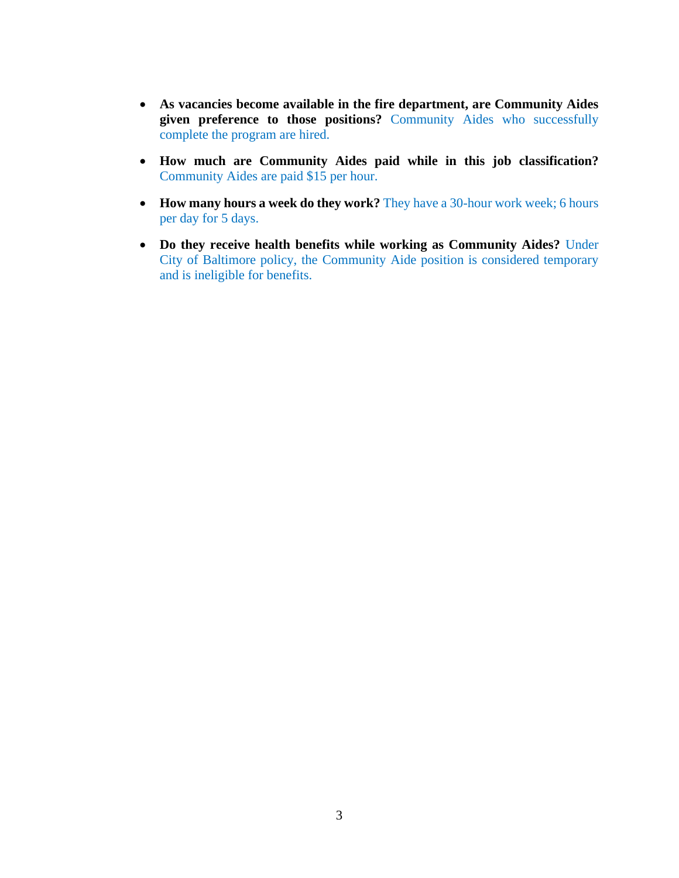- **As vacancies become available in the fire department, are Community Aides given preference to those positions?** Community Aides who successfully complete the program are hired.

- **How much are Community Aides paid while in this job classification?** Community Aides are paid $15 per hour.

- **How many hours a week do they work?** They have a 30-hour work week; 6 hours per day for 5 days.

- **Do they receive health benefits while working as Community Aides?** Under City of Baltimore policy, the Community Aide position is considered temporary and is ineligible for benefits.